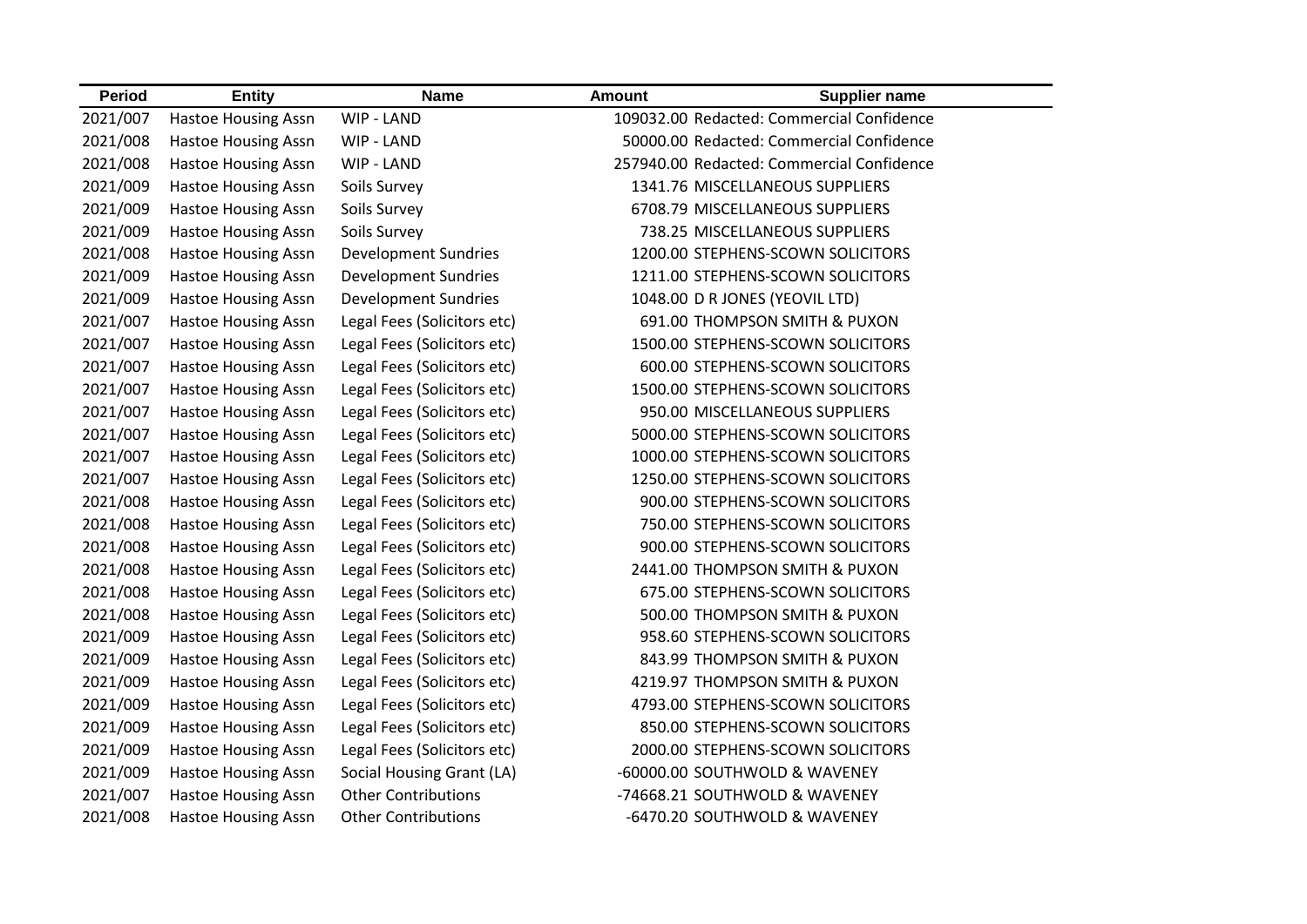| Period | Entity | Name | Amount | Supplier name |
|---|---|---|---|---|
| 2021/007 | Hastoe Housing Assn | WIP - LAND | 109032.00 | Redacted: Commercial Confidence |
| 2021/008 | Hastoe Housing Assn | WIP - LAND | 50000.00 | Redacted: Commercial Confidence |
| 2021/008 | Hastoe Housing Assn | WIP - LAND | 257940.00 | Redacted: Commercial Confidence |
| 2021/009 | Hastoe Housing Assn | Soils Survey | 1341.76 | MISCELLANEOUS SUPPLIERS |
| 2021/009 | Hastoe Housing Assn | Soils Survey | 6708.79 | MISCELLANEOUS SUPPLIERS |
| 2021/009 | Hastoe Housing Assn | Soils Survey | 738.25 | MISCELLANEOUS SUPPLIERS |
| 2021/008 | Hastoe Housing Assn | Development Sundries | 1200.00 | STEPHENS-SCOWN SOLICITORS |
| 2021/009 | Hastoe Housing Assn | Development Sundries | 1211.00 | STEPHENS-SCOWN SOLICITORS |
| 2021/009 | Hastoe Housing Assn | Development Sundries | 1048.00 | D R JONES (YEOVIL LTD) |
| 2021/007 | Hastoe Housing Assn | Legal Fees (Solicitors etc) | 691.00 | THOMPSON SMITH & PUXON |
| 2021/007 | Hastoe Housing Assn | Legal Fees (Solicitors etc) | 1500.00 | STEPHENS-SCOWN SOLICITORS |
| 2021/007 | Hastoe Housing Assn | Legal Fees (Solicitors etc) | 600.00 | STEPHENS-SCOWN SOLICITORS |
| 2021/007 | Hastoe Housing Assn | Legal Fees (Solicitors etc) | 1500.00 | STEPHENS-SCOWN SOLICITORS |
| 2021/007 | Hastoe Housing Assn | Legal Fees (Solicitors etc) | 950.00 | MISCELLANEOUS SUPPLIERS |
| 2021/007 | Hastoe Housing Assn | Legal Fees (Solicitors etc) | 5000.00 | STEPHENS-SCOWN SOLICITORS |
| 2021/007 | Hastoe Housing Assn | Legal Fees (Solicitors etc) | 1000.00 | STEPHENS-SCOWN SOLICITORS |
| 2021/007 | Hastoe Housing Assn | Legal Fees (Solicitors etc) | 1250.00 | STEPHENS-SCOWN SOLICITORS |
| 2021/008 | Hastoe Housing Assn | Legal Fees (Solicitors etc) | 900.00 | STEPHENS-SCOWN SOLICITORS |
| 2021/008 | Hastoe Housing Assn | Legal Fees (Solicitors etc) | 750.00 | STEPHENS-SCOWN SOLICITORS |
| 2021/008 | Hastoe Housing Assn | Legal Fees (Solicitors etc) | 900.00 | STEPHENS-SCOWN SOLICITORS |
| 2021/008 | Hastoe Housing Assn | Legal Fees (Solicitors etc) | 2441.00 | THOMPSON SMITH & PUXON |
| 2021/008 | Hastoe Housing Assn | Legal Fees (Solicitors etc) | 675.00 | STEPHENS-SCOWN SOLICITORS |
| 2021/008 | Hastoe Housing Assn | Legal Fees (Solicitors etc) | 500.00 | THOMPSON SMITH & PUXON |
| 2021/009 | Hastoe Housing Assn | Legal Fees (Solicitors etc) | 958.60 | STEPHENS-SCOWN SOLICITORS |
| 2021/009 | Hastoe Housing Assn | Legal Fees (Solicitors etc) | 843.99 | THOMPSON SMITH & PUXON |
| 2021/009 | Hastoe Housing Assn | Legal Fees (Solicitors etc) | 4219.97 | THOMPSON SMITH & PUXON |
| 2021/009 | Hastoe Housing Assn | Legal Fees (Solicitors etc) | 4793.00 | STEPHENS-SCOWN SOLICITORS |
| 2021/009 | Hastoe Housing Assn | Legal Fees (Solicitors etc) | 850.00 | STEPHENS-SCOWN SOLICITORS |
| 2021/009 | Hastoe Housing Assn | Legal Fees (Solicitors etc) | 2000.00 | STEPHENS-SCOWN SOLICITORS |
| 2021/009 | Hastoe Housing Assn | Social Housing Grant (LA) | -60000.00 | SOUTHWOLD & WAVENEY |
| 2021/007 | Hastoe Housing Assn | Other Contributions | -74668.21 | SOUTHWOLD & WAVENEY |
| 2021/008 | Hastoe Housing Assn | Other Contributions | -6470.20 | SOUTHWOLD & WAVENEY |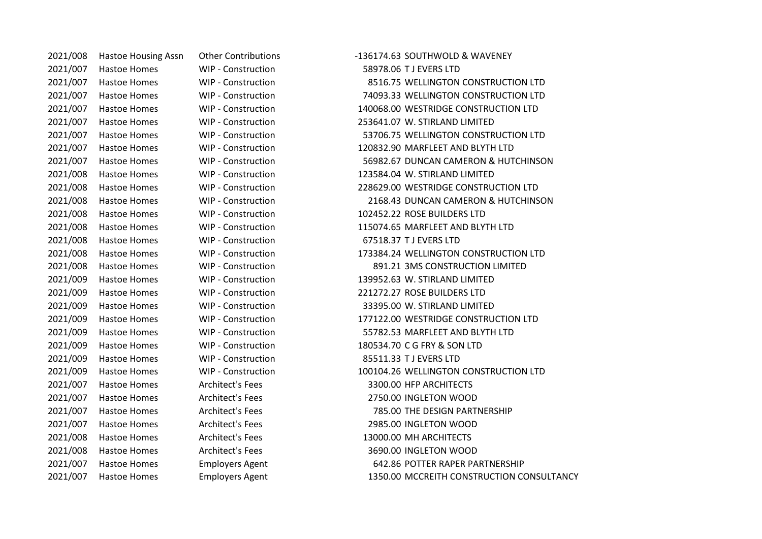| | | | | |
|---|---|---|---|---|
| 2021/008 | Hastoe Housing Assn | Other Contributions | -136174.63 | SOUTHWOLD & WAVENEY |
| 2021/007 | Hastoe Homes | WIP - Construction | 58978.06 | T J EVERS LTD |
| 2021/007 | Hastoe Homes | WIP - Construction | 8516.75 | WELLINGTON CONSTRUCTION LTD |
| 2021/007 | Hastoe Homes | WIP - Construction | 74093.33 | WELLINGTON CONSTRUCTION LTD |
| 2021/007 | Hastoe Homes | WIP - Construction | 140068.00 | WESTRIDGE CONSTRUCTION LTD |
| 2021/007 | Hastoe Homes | WIP - Construction | 253641.07 | W. STIRLAND LIMITED |
| 2021/007 | Hastoe Homes | WIP - Construction | 53706.75 | WELLINGTON CONSTRUCTION LTD |
| 2021/007 | Hastoe Homes | WIP - Construction | 120832.90 | MARFLEET AND BLYTH LTD |
| 2021/007 | Hastoe Homes | WIP - Construction | 56982.67 | DUNCAN CAMERON & HUTCHINSON |
| 2021/008 | Hastoe Homes | WIP - Construction | 123584.04 | W. STIRLAND LIMITED |
| 2021/008 | Hastoe Homes | WIP - Construction | 228629.00 | WESTRIDGE CONSTRUCTION LTD |
| 2021/008 | Hastoe Homes | WIP - Construction | 2168.43 | DUNCAN CAMERON & HUTCHINSON |
| 2021/008 | Hastoe Homes | WIP - Construction | 102452.22 | ROSE BUILDERS LTD |
| 2021/008 | Hastoe Homes | WIP - Construction | 115074.65 | MARFLEET AND BLYTH LTD |
| 2021/008 | Hastoe Homes | WIP - Construction | 67518.37 | T J EVERS LTD |
| 2021/008 | Hastoe Homes | WIP - Construction | 173384.24 | WELLINGTON CONSTRUCTION LTD |
| 2021/008 | Hastoe Homes | WIP - Construction | 891.21 | 3MS CONSTRUCTION LIMITED |
| 2021/009 | Hastoe Homes | WIP - Construction | 139952.63 | W. STIRLAND LIMITED |
| 2021/009 | Hastoe Homes | WIP - Construction | 221272.27 | ROSE BUILDERS LTD |
| 2021/009 | Hastoe Homes | WIP - Construction | 33395.00 | W. STIRLAND LIMITED |
| 2021/009 | Hastoe Homes | WIP - Construction | 177122.00 | WESTRIDGE CONSTRUCTION LTD |
| 2021/009 | Hastoe Homes | WIP - Construction | 55782.53 | MARFLEET AND BLYTH LTD |
| 2021/009 | Hastoe Homes | WIP - Construction | 180534.70 | C G FRY & SON LTD |
| 2021/009 | Hastoe Homes | WIP - Construction | 85511.33 | T J EVERS LTD |
| 2021/009 | Hastoe Homes | WIP - Construction | 100104.26 | WELLINGTON CONSTRUCTION LTD |
| 2021/007 | Hastoe Homes | Architect's Fees | 3300.00 | HFP ARCHITECTS |
| 2021/007 | Hastoe Homes | Architect's Fees | 2750.00 | INGLETON WOOD |
| 2021/007 | Hastoe Homes | Architect's Fees | 785.00 | THE DESIGN PARTNERSHIP |
| 2021/007 | Hastoe Homes | Architect's Fees | 2985.00 | INGLETON WOOD |
| 2021/008 | Hastoe Homes | Architect's Fees | 13000.00 | MH ARCHITECTS |
| 2021/008 | Hastoe Homes | Architect's Fees | 3690.00 | INGLETON WOOD |
| 2021/007 | Hastoe Homes | Employers Agent | 642.86 | POTTER RAPER PARTNERSHIP |
| 2021/007 | Hastoe Homes | Employers Agent | 1350.00 | MCCREITH CONSTRUCTION CONSULTANCY |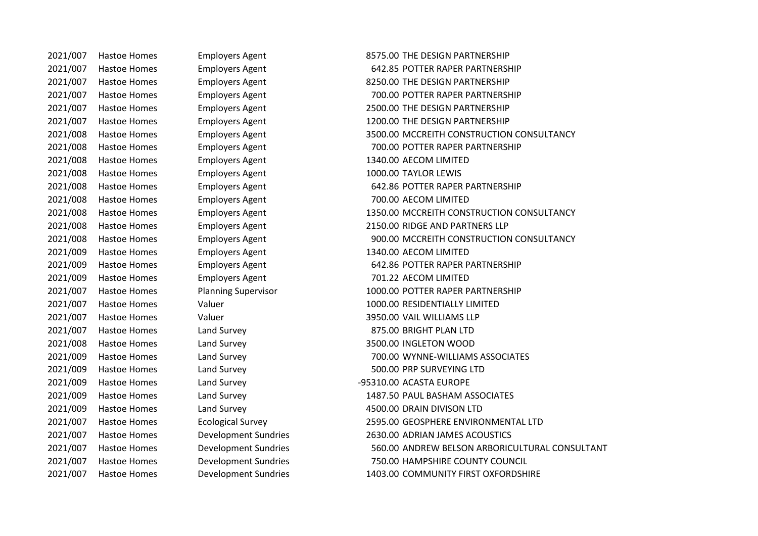| | | | | |
|---|---|---|---|---|
| 2021/007 | Hastoe Homes | Employers Agent | 8575.00 | THE DESIGN PARTNERSHIP |
| 2021/007 | Hastoe Homes | Employers Agent | 642.85 | POTTER RAPER PARTNERSHIP |
| 2021/007 | Hastoe Homes | Employers Agent | 8250.00 | THE DESIGN PARTNERSHIP |
| 2021/007 | Hastoe Homes | Employers Agent | 700.00 | POTTER RAPER PARTNERSHIP |
| 2021/007 | Hastoe Homes | Employers Agent | 2500.00 | THE DESIGN PARTNERSHIP |
| 2021/007 | Hastoe Homes | Employers Agent | 1200.00 | THE DESIGN PARTNERSHIP |
| 2021/008 | Hastoe Homes | Employers Agent | 3500.00 | MCCREITH CONSTRUCTION CONSULTANCY |
| 2021/008 | Hastoe Homes | Employers Agent | 700.00 | POTTER RAPER PARTNERSHIP |
| 2021/008 | Hastoe Homes | Employers Agent | 1340.00 | AECOM LIMITED |
| 2021/008 | Hastoe Homes | Employers Agent | 1000.00 | TAYLOR LEWIS |
| 2021/008 | Hastoe Homes | Employers Agent | 642.86 | POTTER RAPER PARTNERSHIP |
| 2021/008 | Hastoe Homes | Employers Agent | 700.00 | AECOM LIMITED |
| 2021/008 | Hastoe Homes | Employers Agent | 1350.00 | MCCREITH CONSTRUCTION CONSULTANCY |
| 2021/008 | Hastoe Homes | Employers Agent | 2150.00 | RIDGE AND PARTNERS LLP |
| 2021/008 | Hastoe Homes | Employers Agent | 900.00 | MCCREITH CONSTRUCTION CONSULTANCY |
| 2021/009 | Hastoe Homes | Employers Agent | 1340.00 | AECOM LIMITED |
| 2021/009 | Hastoe Homes | Employers Agent | 642.86 | POTTER RAPER PARTNERSHIP |
| 2021/009 | Hastoe Homes | Employers Agent | 701.22 | AECOM LIMITED |
| 2021/007 | Hastoe Homes | Planning Supervisor | 1000.00 | POTTER RAPER PARTNERSHIP |
| 2021/007 | Hastoe Homes | Valuer | 1000.00 | RESIDENTIALLY LIMITED |
| 2021/007 | Hastoe Homes | Valuer | 3950.00 | VAIL WILLIAMS LLP |
| 2021/007 | Hastoe Homes | Land Survey | 875.00 | BRIGHT PLAN LTD |
| 2021/008 | Hastoe Homes | Land Survey | 3500.00 | INGLETON WOOD |
| 2021/009 | Hastoe Homes | Land Survey | 700.00 | WYNNE-WILLIAMS ASSOCIATES |
| 2021/009 | Hastoe Homes | Land Survey | 500.00 | PRP SURVEYING LTD |
| 2021/009 | Hastoe Homes | Land Survey | -95310.00 | ACASTA EUROPE |
| 2021/009 | Hastoe Homes | Land Survey | 1487.50 | PAUL BASHAM ASSOCIATES |
| 2021/009 | Hastoe Homes | Land Survey | 4500.00 | DRAIN DIVISON LTD |
| 2021/007 | Hastoe Homes | Ecological Survey | 2595.00 | GEOSPHERE ENVIRONMENTAL LTD |
| 2021/007 | Hastoe Homes | Development Sundries | 2630.00 | ADRIAN JAMES ACOUSTICS |
| 2021/007 | Hastoe Homes | Development Sundries | 560.00 | ANDREW BELSON ARBORICULTURAL CONSULTANT |
| 2021/007 | Hastoe Homes | Development Sundries | 750.00 | HAMPSHIRE COUNTY COUNCIL |
| 2021/007 | Hastoe Homes | Development Sundries | 1403.00 | COMMUNITY FIRST OXFORDSHIRE |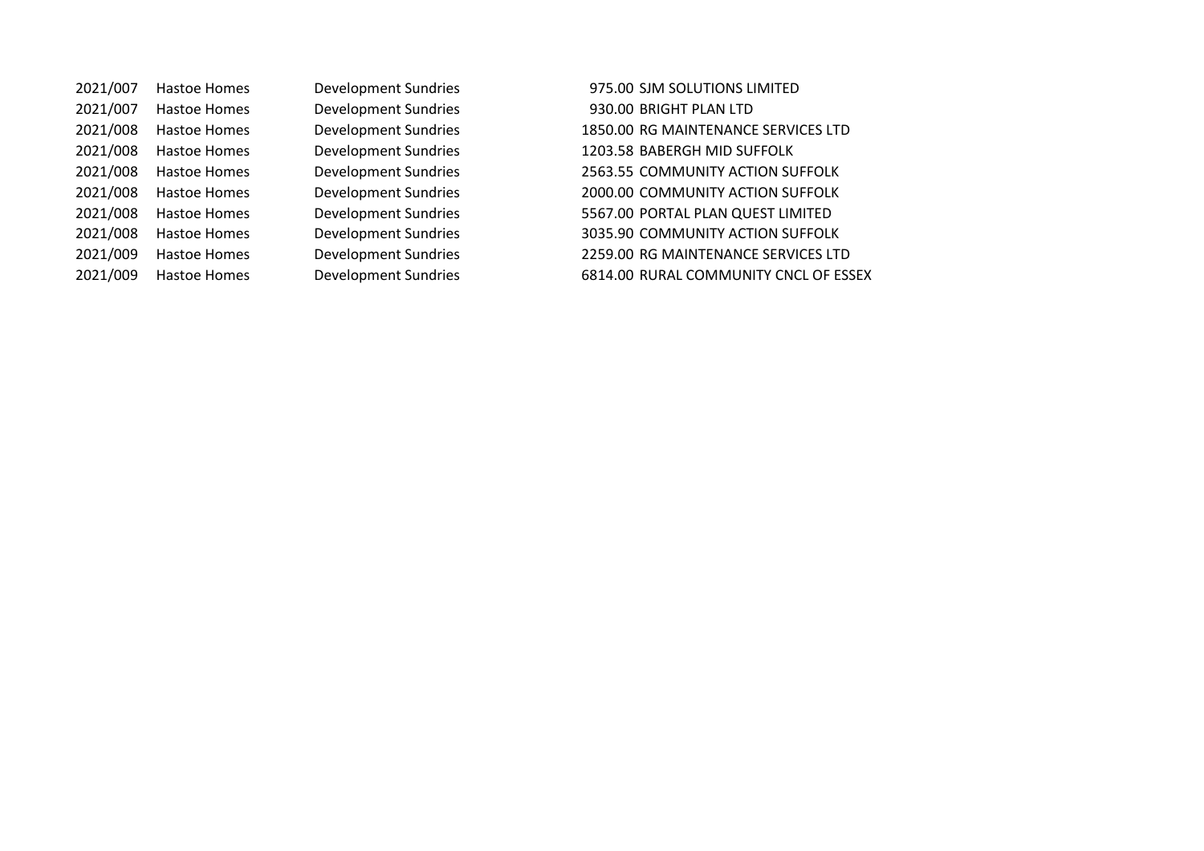| | | | | |
|---|---|---|---|---|
| 2021/007 | Hastoe Homes | Development Sundries | 975.00 | SJM SOLUTIONS LIMITED |
| 2021/007 | Hastoe Homes | Development Sundries | 930.00 | BRIGHT PLAN LTD |
| 2021/008 | Hastoe Homes | Development Sundries | 1850.00 | RG MAINTENANCE SERVICES LTD |
| 2021/008 | Hastoe Homes | Development Sundries | 1203.58 | BABERGH MID SUFFOLK |
| 2021/008 | Hastoe Homes | Development Sundries | 2563.55 | COMMUNITY ACTION SUFFOLK |
| 2021/008 | Hastoe Homes | Development Sundries | 2000.00 | COMMUNITY ACTION SUFFOLK |
| 2021/008 | Hastoe Homes | Development Sundries | 5567.00 | PORTAL PLAN QUEST LIMITED |
| 2021/008 | Hastoe Homes | Development Sundries | 3035.90 | COMMUNITY ACTION SUFFOLK |
| 2021/009 | Hastoe Homes | Development Sundries | 2259.00 | RG MAINTENANCE SERVICES LTD |
| 2021/009 | Hastoe Homes | Development Sundries | 6814.00 | RURAL COMMUNITY CNCL OF ESSEX |